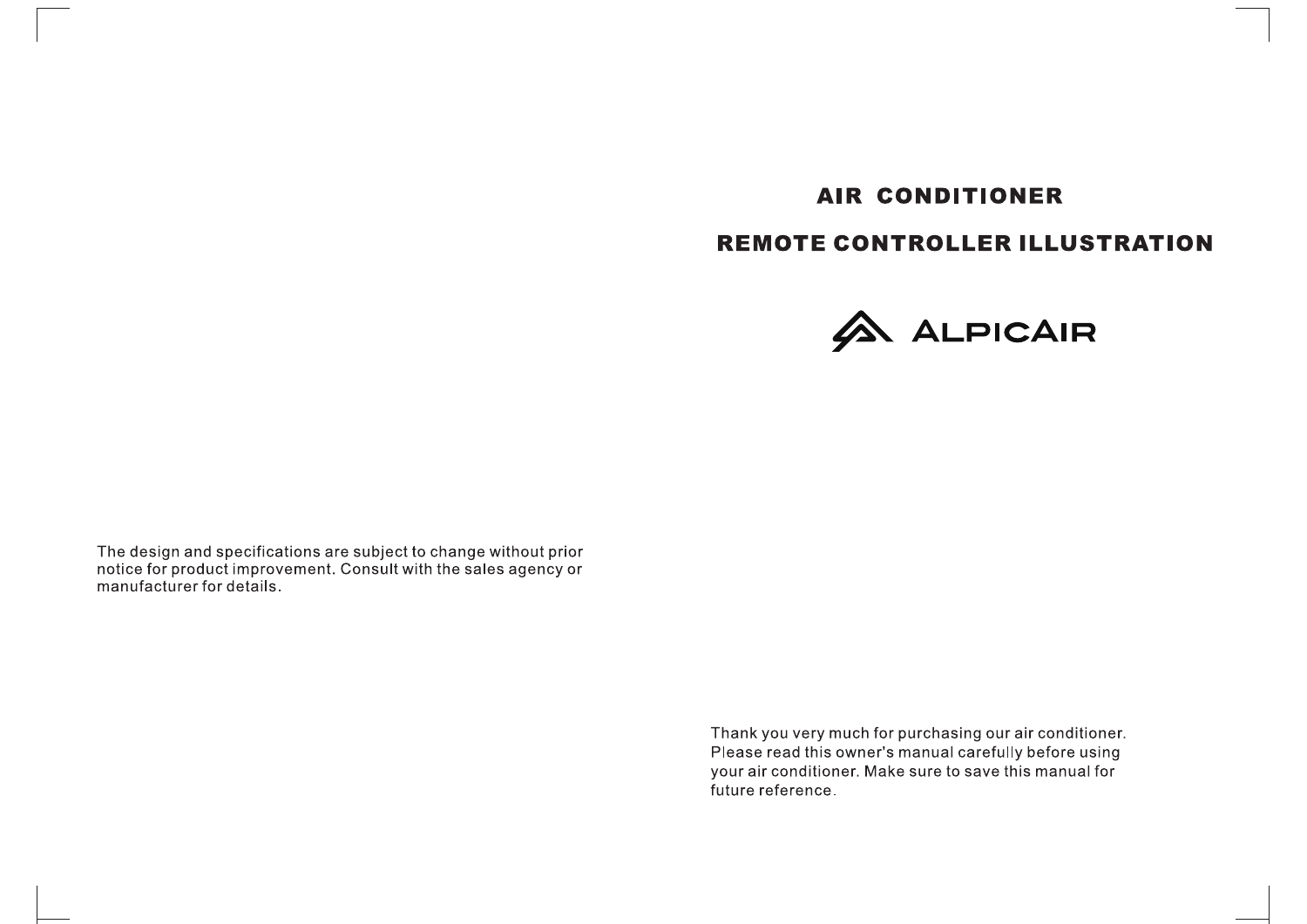# AIR CONDITIONER

# REMOTE CONTROLLER ILLUSTRATION

ALPICAIR

Thank you very much for purchasing our air conditioner. Please read this owner's manual carefully before using your air conditioner. Make sure to save this manual for future reference.

The design and specifications are subject to change without prior notice for product improvement. Consult with the sales agency or manufacturer for details.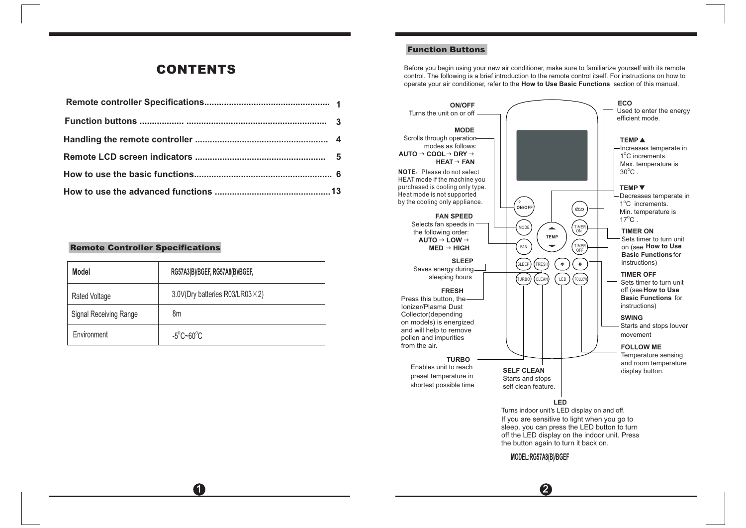# CONTENTS

| | |
|---|---|
| Remote controller Specifications | 1 |
| Function buttons | 3 |
| Handling the remote controller | 4 |
| Remote LCD screen indicators | 5 |
| How to use the basic functions | 6 |
| How to use the advanced functions | 13 |

## Remote Controller Specifications

| Model | RG57A3(B)/BGEF, RG57A8(B)/BGEF, |
|---|---|
| Rated Voltage | 3.0V(Dry batteries R03/LR03×2) |
| Signal Receiving Range | 8m |
| Environment | -5°C~60°C |

## Function Buttons

Before you begin using your new air conditioner, make sure to familiarize yourself with its remote control. The following is a brief introduction to the remote control itself. For instructions on how to operate your air conditioner, refer to the **How to Use Basic Functions** section of this manual.

**ON/OFF**
Turns the unit on or off

**MODE**
Scrolls through operation modes as follows:
**AUTO → COOL → DRY → HEAT → FAN**

**NOTE:** Please do not select HEAT mode if the machine you purchased is cooling only type. Heat mode is not supported by the cooling only appliance.

**FAN SPEED**
Selects fan speeds in the following order:
**AUTO → LOW → MED → HIGH**

**SLEEP**
Saves energy during sleeping hours

**FRESH**
Press this button, the Ionizer/Plasma Dust Collector(depending on models) is energized and will help to remove pollen and impurities from the air.

**TURBO**
Enables unit to reach preset temperature in shortest possible time

**SELF CLEAN**
Starts and stops self clean feature.

**LED**
Turns indoor unit's LED display on and off.
If you are sensitive to light when you go to sleep, you can press the LED button to turn off the LED display on the indoor unit. Press the button again to turn it back on.

**ECO**
Used to enter the energy efficient mode.

**TEMP ▲**
Increases temperate in 1°C increments.
Max. temperature is 30°C .

**TEMP ▼**
Decreases temperate in 1°C increments.
Min. temperature is 17°C .

**TIMER ON**
Sets timer to turn unit on (see **How to Use Basic Functions** for instructions)

**TIMER OFF**
Sets timer to turn unit off (see **How to Use Basic Functions** for instructions)

**SWING**
Starts and stops louver movement

**FOLLOW ME**
Temperature sensing and room temperature display button.

**MODEL:RG57A8(B)/BGEF**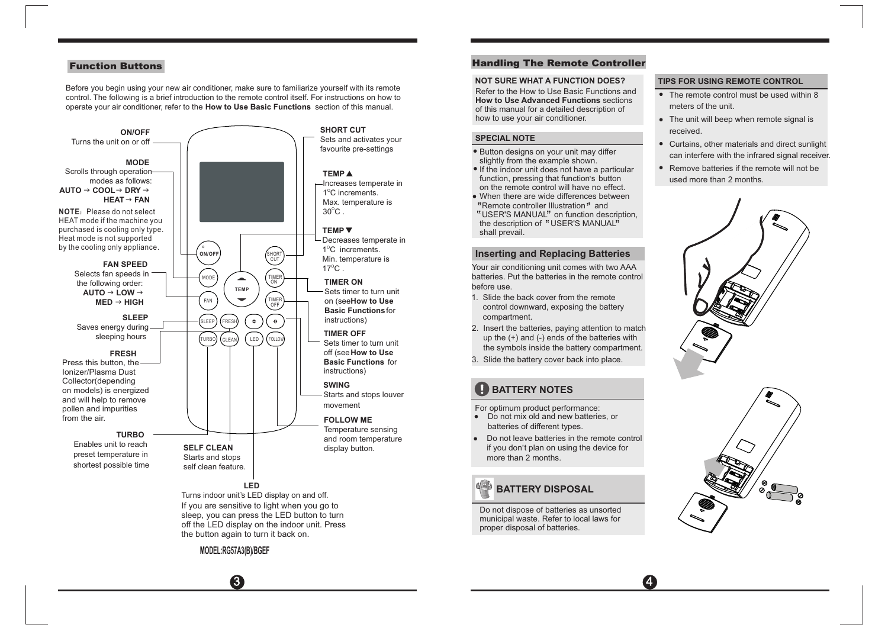## Function Buttons

Before you begin using your new air conditioner, make sure to familiarize yourself with its remote control. The following is a brief introduction to the remote control itself. For instructions on how to operate your air conditioner, refer to the **How to Use Basic Functions** section of this manual.

**ON/OFF**
Turns the unit on or off

**MODE**
Scrolls through operation modes as follows:
**AUTO → COOL → DRY → HEAT → FAN**

**NOTE**: Please do not select HEAT mode if the machine you purchased is cooling only type. Heat mode is not supported by the cooling only appliance.

**FAN SPEED**
Selects fan speeds in the following order:
**AUTO → LOW → MED → HIGH**

**SLEEP**
Saves energy during sleeping hours

**FRESH**
Press this button, the Ionizer/Plasma Dust Collector(depending on models) is energized and will help to remove pollen and impurities from the air.

**TURBO**
Enables unit to reach preset temperature in shortest possible time

**SELF CLEAN**
Starts and stops self clean feature.

**LED**
Turns indoor unit's LED display on and off.
If you are sensitive to light when you go to sleep, you can press the LED button to turn off the LED display on the indoor unit. Press the button again to turn it back on.

**SHORT CUT**
Sets and activates your favourite pre-settings

**TEMP ▲**
Increases temperate in 1°C increments.
Max. temperature is 30°C .

**TEMP ▼**
Decreases temperate in 1°C increments.
Min. temperature is 17°C .

**TIMER ON**
Sets timer to turn unit on (see **How to Use Basic Functions** for instructions)

**TIMER OFF**
Sets timer to turn unit off (see **How to Use Basic Functions** for instructions)

**SWING**
Starts and stops louver movement

**FOLLOW ME**
Temperature sensing and room temperature display button.

**MODEL:RG57A3(B)/BGEF**

## Handling The Remote Controller

### NOT SURE WHAT A FUNCTION DOES?

Refer to the How to Use Basic Functions and **How to Use Advanced Functions** sections of this manual for a detailed description of how to use your air conditioner.

### SPECIAL NOTE

- Button designs on your unit may differ slightly from the example shown.
- If the indoor unit does not have a particular function, pressing that function's button on the remote control will have no effect.
- When there are wide differences between "Remote controller Illustration" and "USER'S MANUAL" on function description, the description of "USER'S MANUAL" shall prevail.

### TIPS FOR USING REMOTE CONTROL

- The remote control must be used within 8 meters of the unit.
- The unit will beep when remote signal is received.
- Curtains, other materials and direct sunlight can interfere with the infrared signal receiver.
- Remove batteries if the remote will not be used more than 2 months.

### Inserting and Replacing Batteries

Your air conditioning unit comes with two AAA batteries. Put the batteries in the remote control before use.

1. Slide the back cover from the remote control downward, exposing the battery compartment.
2. Insert the batteries, paying attention to match up the (+) and (-) ends of the batteries with the symbols inside the battery compartment.
3. Slide the battery cover back into place.

### BATTERY NOTES

For optimum product performance:

- Do not mix old and new batteries, or batteries of different types.
- Do not leave batteries in the remote control if you don't plan on using the device for more than 2 months.

### BATTERY DISPOSAL

Do not dispose of batteries as unsorted municipal waste. Refer to local laws for proper disposal of batteries.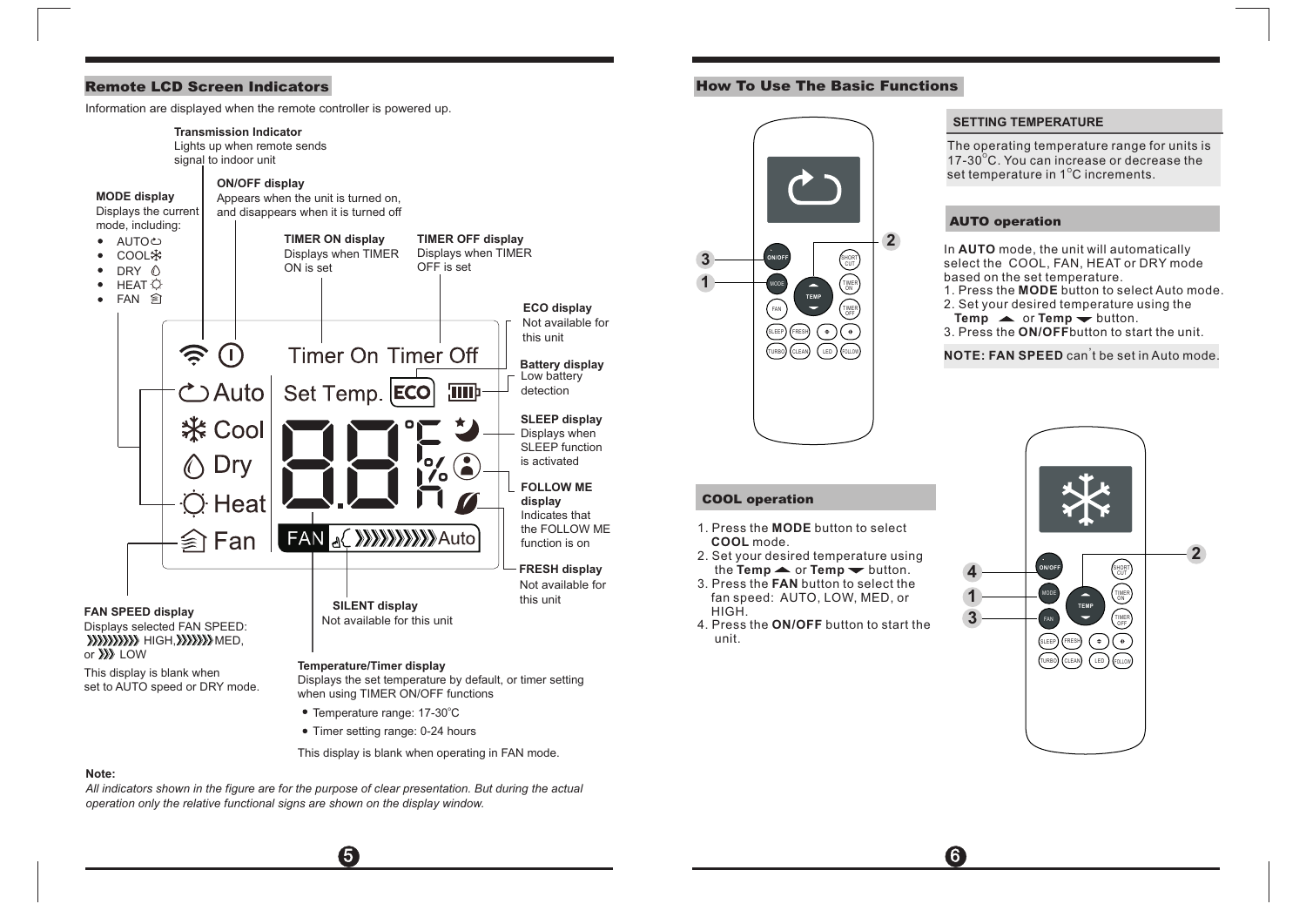## Remote LCD Screen Indicators

Information are displayed when the remote controller is powered up.

**Transmission Indicator**
Lights up when remote sends signal to indoor unit

**ON/OFF display**
Appears when the unit is turned on, and disappears when it is turned off

**MODE display**
Displays the current mode, including:

- AUTO
- COOL
- DRY
- HEAT
- FAN

**TIMER ON display**
Displays when TIMER ON is set

**TIMER OFF display**
Displays when TIMER OFF is set

**ECO display**
Not available for this unit

**Battery display**
Low battery detection

**SLEEP display**
Displays when SLEEP function is activated

**FOLLOW ME display**
Indicates that the FOLLOW ME function is on

**FRESH display**
Not available for this unit

Timer On Timer Off

Auto
Cool
Dry
Heat
Fan

Set Temp. ECO

88

FAN Auto

**FAN SPEED display**
Displays selected FAN SPEED: HIGH, MED, or LOW

This display is blank when set to AUTO speed or DRY mode.

**SILENT display**
Not available for this unit

**Temperature/Timer display**
Displays the set temperature by default, or timer setting when using TIMER ON/OFF functions

- Temperature range: 17-30°C
- Timer setting range: 0-24 hours

This display is blank when operating in FAN mode.

**Note:**
*All indicators shown in the figure are for the purpose of clear presentation. But during the actual operation only the relative functional signs are shown on the display window.*

## How To Use The Basic Functions

### SETTING TEMPERATURE

The operating temperature range for units is 17-30°C. You can increase or decrease the set temperature in 1°C increments.

### AUTO operation

In **AUTO** mode, the unit will automatically select the COOL, FAN, HEAT or DRY mode based on the set temperature.

1. Press the **MODE** button to select Auto mode.
2. Set your desired temperature using the **Temp** ▲ or **Temp** ▼ button.
3. Press the **ON/OFF** button to start the unit.

**NOTE: FAN SPEED** can't be set in Auto mode.

### COOL operation

1. Press the **MODE** button to select **COOL** mode.
2. Set your desired temperature using the **Temp** ▲ or **Temp** ▼ button.
3. Press the **FAN** button to select the fan speed: AUTO, LOW, MED, or HIGH.
4. Press the **ON/OFF** button to start the unit.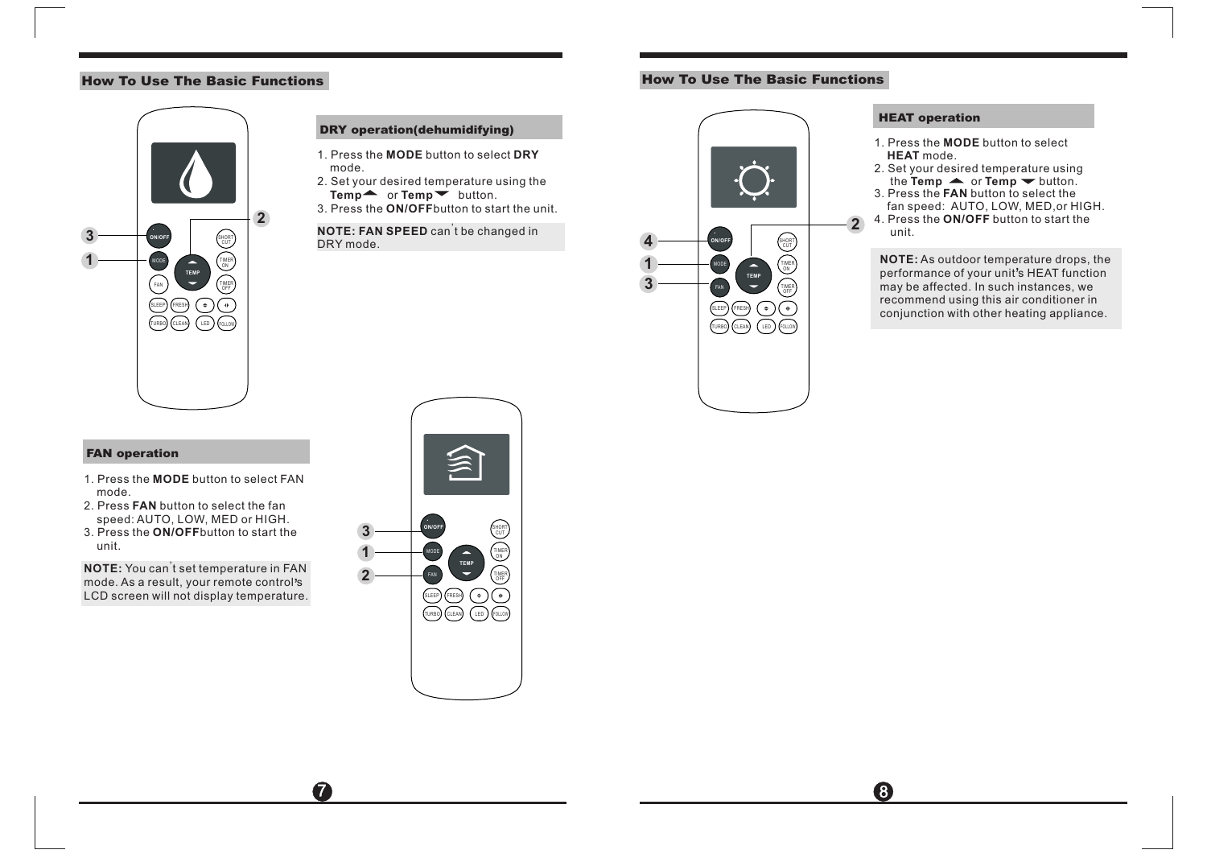## How To Use The Basic Functions

### DRY operation(dehumidifying)

1. Press the **MODE** button to select **DRY** mode.
2. Set your desired temperature using the **Temp▲** or **Temp▼** button.
3. Press the **ON/OFF** button to start the unit.

**NOTE: FAN SPEED** can't be changed in DRY mode.

### FAN operation

1. Press the **MODE** button to select FAN mode.
2. Press **FAN** button to select the fan speed: AUTO, LOW, MED or HIGH.
3. Press the **ON/OFF** button to start the unit.

**NOTE:** You can't set temperature in FAN mode. As a result, your remote control's LCD screen will not display temperature.

## How To Use The Basic Functions

### HEAT operation

1. Press the **MODE** button to select **HEAT** mode.
2. Set your desired temperature using the **Temp ▲** or **Temp ▼** button.
3. Press the **FAN** button to select the fan speed: AUTO, LOW, MED,or HIGH.
4. Press the **ON/OFF** button to start the unit.

**NOTE:** As outdoor temperature drops, the performance of your unit's HEAT function may be affected. In such instances, we recommend using this air conditioner in conjunction with other heating appliance.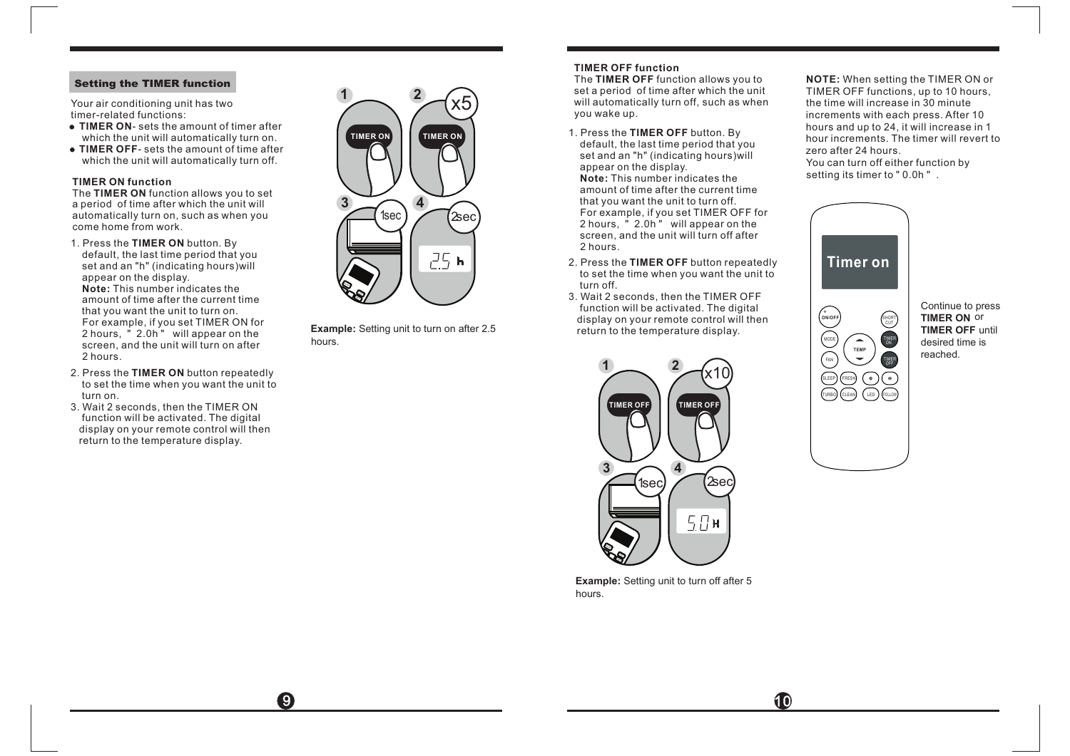## Setting the TIMER function

Your air conditioning unit has two timer-related functions:

- **TIMER ON**- sets the amount of timer after which the unit will automatically turn on.
- **TIMER OFF**- sets the amount of time after which the unit will automatically turn off.

### TIMER ON function

The **TIMER ON** function allows you to set a period of time after which the unit will automatically turn on, such as when you come home from work.

1. Press the **TIMER ON** button. By default, the last time period that you set and an "h" (indicating hours)will appear on the display.
   **Note:** This number indicates the amount of time after the current time that you want the unit to turn on.
   For example, if you set TIMER ON for 2 hours, " 2.0h " will appear on the screen, and the unit will turn on after 2 hours.
2. Press the **TIMER ON** button repeatedly to set the time when you want the unit to turn on.
3. Wait 2 seconds, then the TIMER ON function will be activated. The digital display on your remote control will then return to the temperature display.

**Example:** Setting unit to turn on after 2.5 hours.

### TIMER OFF function

The **TIMER OFF** function allows you to set a period of time after which the unit will automatically turn off, such as when you wake up.

1. Press the **TIMER OFF** button. By default, the last time period that you set and an "h" (indicating hours)will appear on the display.
   **Note:** This number indicates the amount of time after the current time that you want the unit to turn off.
   For example, if you set TIMER OFF for 2 hours, " 2.0h " will appear on the screen, and the unit will turn off after 2 hours.
2. Press the **TIMER OFF** button repeatedly to set the time when you want the unit to turn off.
3. Wait 2 seconds, then the TIMER OFF function will be activated. The digital display on your remote control will then return to the temperature display.

**Example:** Setting unit to turn off after 5 hours.

**NOTE:** When setting the TIMER ON or TIMER OFF functions, up to 10 hours, the time will increase in 30 minute increments with each press. After 10 hours and up to 24, it will increase in 1 hour increments. The timer will revert to zero after 24 hours.
You can turn off either function by setting its timer to " 0.0h " .

Continue to press **TIMER ON** or **TIMER OFF** until desired time is reached.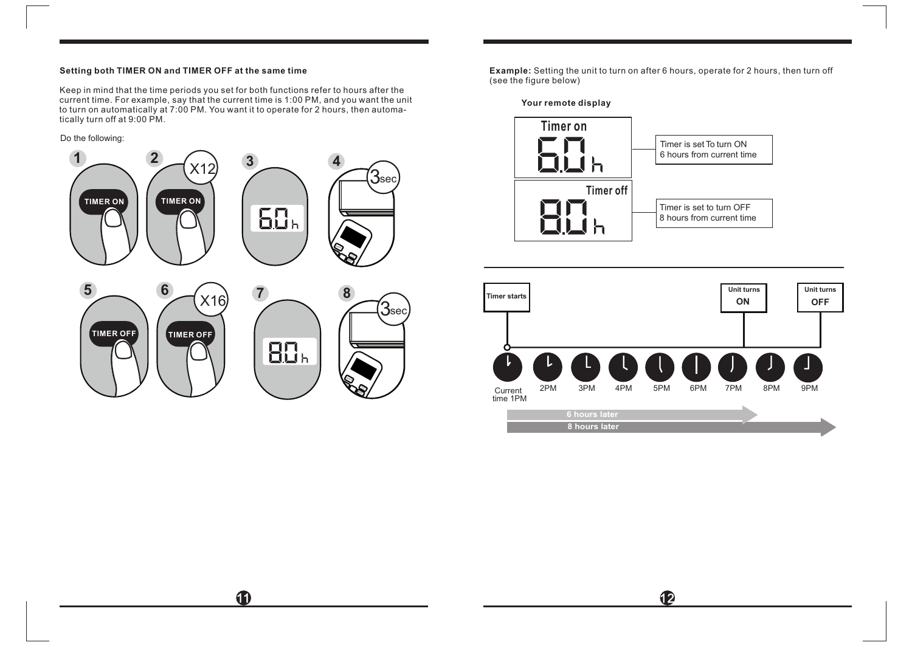### Setting both TIMER ON and TIMER OFF at the same time

Keep in mind that the time periods you set for both functions refer to hours after the current time. For example, say that the current time is 1:00 PM, and you want the unit to turn on automatically at 7:00 PM. You want it to operate for 2 hours, then automatically turn off at 9:00 PM.

Do the following:

1. TIMER ON
2. TIMER ON X12
3. 6.0h
4. 3sec
5. TIMER OFF
6. TIMER OFF X16
7. 8.0h
8. 3sec

**Example:** Setting the unit to turn on after 6 hours, operate for 2 hours, then turn off (see the figure below)

**Your remote display**

Timer on
6.0h — Timer is set To turn ON 6 hours from current time

Timer off
8.0h — Timer is set to turn OFF 8 hours from current time

Timer starts — Unit turns ON — Unit turns OFF

Current time 1PM, 2PM, 3PM, 4PM, 5PM, 6PM, 7PM, 8PM, 9PM

6 hours later

8 hours later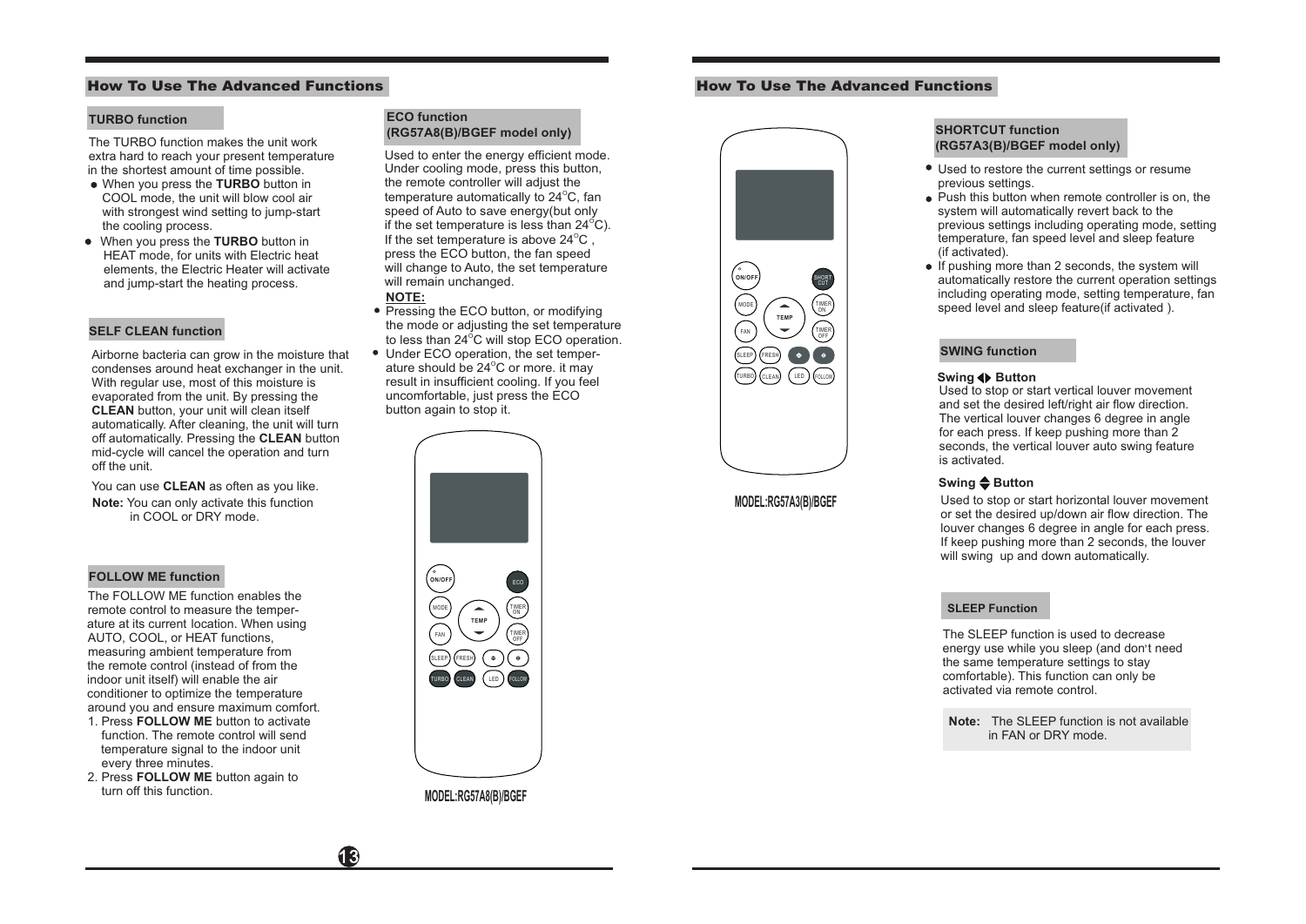## How To Use The Advanced Functions

### TURBO function

The TURBO function makes the unit work extra hard to reach your present temperature in the shortest amount of time possible.

- When you press the **TURBO** button in COOL mode, the unit will blow cool air with strongest wind setting to jump-start the cooling process.
- When you press the **TURBO** button in HEAT mode, for units with Electric heat elements, the Electric Heater will activate and jump-start the heating process.

### SELF CLEAN function

Airborne bacteria can grow in the moisture that condenses around heat exchanger in the unit. With regular use, most of this moisture is evaporated from the unit. By pressing the **CLEAN** button, your unit will clean itself automatically. After cleaning, the unit will turn off automatically. Pressing the **CLEAN** button mid-cycle will cancel the operation and turn off the unit.

You can use **CLEAN** as often as you like.

**Note:** You can only activate this function in COOL or DRY mode.

### FOLLOW ME function

The FOLLOW ME function enables the remote control to measure the temperature at its current location. When using AUTO, COOL, or HEAT functions, measuring ambient temperature from the remote control (instead of from the indoor unit itself) will enable the air conditioner to optimize the temperature around you and ensure maximum comfort.

1. Press **FOLLOW ME** button to activate function. The remote control will send temperature signal to the indoor unit every three minutes.
2. Press **FOLLOW ME** button again to turn off this function.

### ECO function (RG57A8(B)/BGEF model only)

Used to enter the energy efficient mode. Under cooling mode, press this button, the remote controller will adjust the temperature automatically to 24°C, fan speed of Auto to save energy(but only if the set temperature is less than 24°C). If the set temperature is above 24°C , press the ECO button, the fan speed will change to Auto, the set temperature will remain unchanged.

**NOTE:**

- Pressing the ECO button, or modifying the mode or adjusting the set temperature to less than 24°C will stop ECO operation.
- Under ECO operation, the set temperature should be 24°C or more. it may result in insufficient cooling. If you feel uncomfortable, just press the ECO button again to stop it.

ON/OFF ECO MODE TEMP TIMER ON FAN TIMER OFF SLEEP FRESH TURBO CLEAN LED FOLLOW

MODEL:RG57A8(B)/BGEF

## How To Use The Advanced Functions

ON/OFF SHORT CUT MODE TEMP TIMER ON FAN TIMER OFF SLEEP FRESH TURBO CLEAN LED FOLLOW

MODEL:RG57A3(B)/BGEF

### SHORTCUT function (RG57A3(B)/BGEF model only)

- Used to restore the current settings or resume previous settings.
- Push this button when remote controller is on, the system will automatically revert back to the previous settings including operating mode, setting temperature, fan speed level and sleep feature (if activated).
- If pushing more than 2 seconds, the system will automatically restore the current operation settings including operating mode, setting temperature, fan speed level and sleep feature(if activated ).

### SWING function

**Swing ◀▶ Button**

Used to stop or start vertical louver movement and set the desired left/right air flow direction. The vertical louver changes 6 degree in angle for each press. If keep pushing more than 2 seconds, the vertical louver auto swing feature is activated.

**Swing ▲▼ Button**

Used to stop or start horizontal louver movement or set the desired up/down air flow direction. The louver changes 6 degree in angle for each press. If keep pushing more than 2 seconds, the louver will swing up and down automatically.

### SLEEP Function

The SLEEP function is used to decrease energy use while you sleep (and don't need the same temperature settings to stay comfortable). This function can only be activated via remote control.

**Note:** The SLEEP function is not available in FAN or DRY mode.